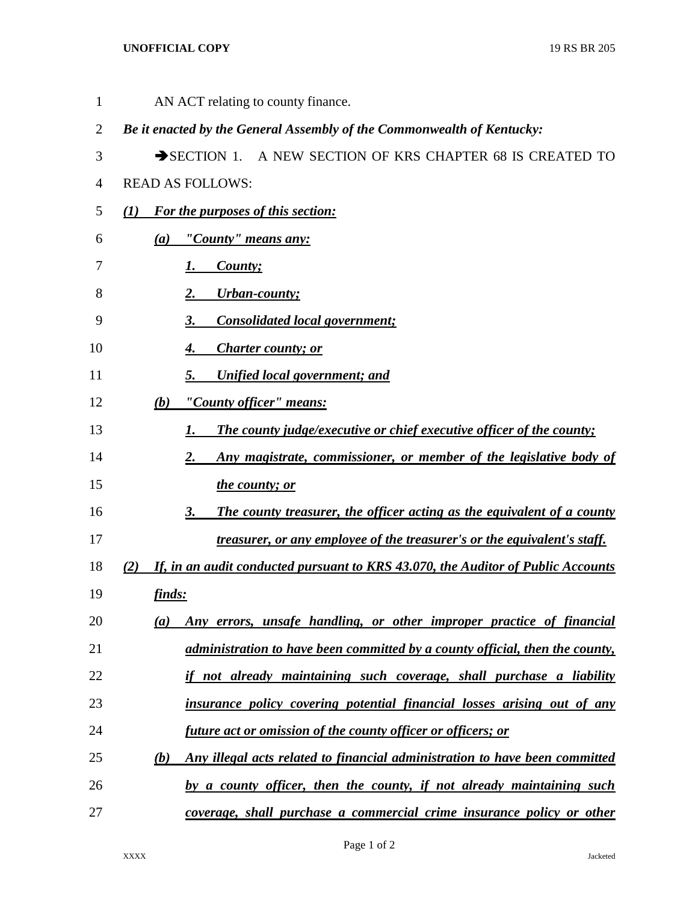AN ACT relating to county finance.

*Be it enacted by the General Assembly of the Commonwealth of Kentucky:*

➔SECTION 1. A NEW SECTION OF KRS CHAPTER 68 IS CREATED TO READ AS FOLLOWS:

***(1) For the purposes of this section:***

***(a) "County" means any:***

***1. County;***

***2. Urban-county;***

***3. Consolidated local government;***

***4. Charter county; or***

***5. Unified local government; and***

***(b) "County officer" means:***

***1. The county judge/executive or chief executive officer of the county;***

***2. Any magistrate, commissioner, or member of the legislative body of the county; or***

***3. The county treasurer, the officer acting as the equivalent of a county treasurer, or any employee of the treasurer's or the equivalent's staff.***

***(2) If, in an audit conducted pursuant to KRS 43.070, the Auditor of Public Accounts finds:***

***(a) Any errors, unsafe handling, or other improper practice of financial administration to have been committed by a county official, then the county, if not already maintaining such coverage, shall purchase a liability insurance policy covering potential financial losses arising out of any future act or omission of the county officer or officers; or***

***(b) Any illegal acts related to financial administration to have been committed by a county officer, then the county, if not already maintaining such coverage, shall purchase a commercial crime insurance policy or other***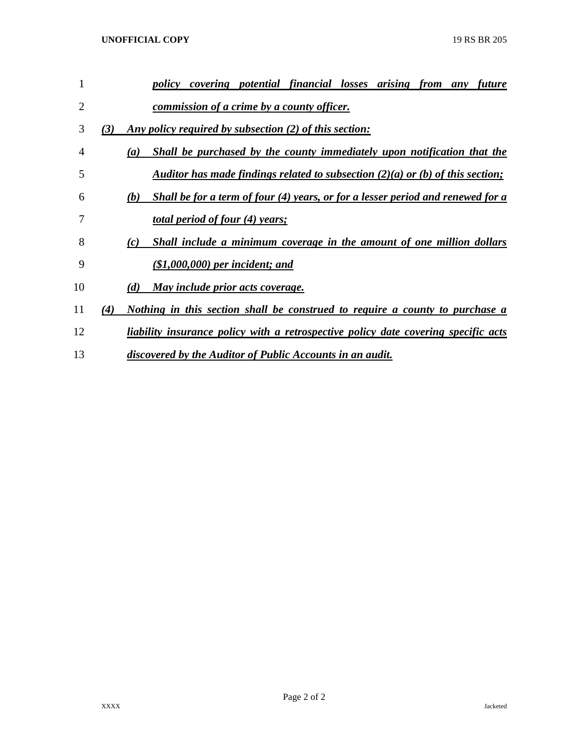*policy covering potential financial losses arising from any future commission of a crime by a county officer.*

*(3) Any policy required by subsection (2) of this section:*

*(a) Shall be purchased by the county immediately upon notification that the Auditor has made findings related to subsection (2)(a) or (b) of this section;*

*(b) Shall be for a term of four (4) years, or for a lesser period and renewed for a total period of four (4) years;*

*(c) Shall include a minimum coverage in the amount of one million dollars ($1,000,000) per incident; and*

*(d) May include prior acts coverage.*

*(4) Nothing in this section shall be construed to require a county to purchase a liability insurance policy with a retrospective policy date covering specific acts discovered by the Auditor of Public Accounts in an audit.*